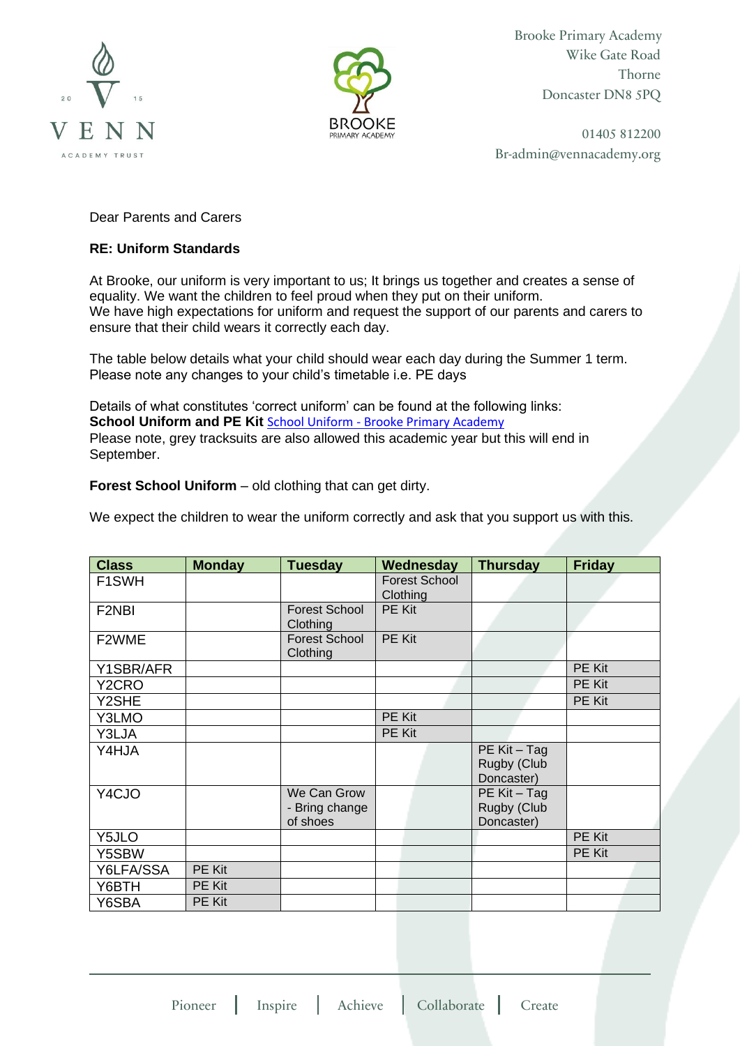Brooke Primary Academy
Wike Gate Road
Thorne
Doncaster DN8 5PQ

01405 812200
Br-admin@vennacademy.org

Dear Parents and Carers

**RE: Uniform Standards**

At Brooke, our uniform is very important to us; It brings us together and creates a sense of equality. We want the children to feel proud when they put on their uniform.
We have high expectations for uniform and request the support of our parents and carers to ensure that their child wears it correctly each day.

The table below details what your child should wear each day during the Summer 1 term. Please note any changes to your child's timetable i.e. PE days

Details of what constitutes 'correct uniform' can be found at the following links:
**School Uniform and PE Kit** School Uniform - Brooke Primary Academy
Please note, grey tracksuits are also allowed this academic year but this will end in September.

**Forest School Uniform** – old clothing that can get dirty.

We expect the children to wear the uniform correctly and ask that you support us with this.

| Class | Monday | Tuesday | Wednesday | Thursday | Friday |
|---|---|---|---|---|---|
| F1SWH | | | Forest School Clothing | | |
| F2NBI | | Forest School Clothing | PE Kit | | |
| F2WME | | Forest School Clothing | PE Kit | | |
| Y1SBR/AFR | | | | | PE Kit |
| Y2CRO | | | | | PE Kit |
| Y2SHE | | | | | PE Kit |
| Y3LMO | | | PE Kit | | |
| Y3LJA | | | PE Kit | | |
| Y4HJA | | | | PE Kit – Tag Rugby (Club Doncaster) | |
| Y4CJO | | We Can Grow - Bring change of shoes | | PE Kit – Tag Rugby (Club Doncaster) | |
| Y5JLO | | | | | PE Kit |
| Y5SBW | | | | | PE Kit |
| Y6LFA/SSA | PE Kit | | | | |
| Y6BTH | PE Kit | | | | |
| Y6SBA | PE Kit | | | | |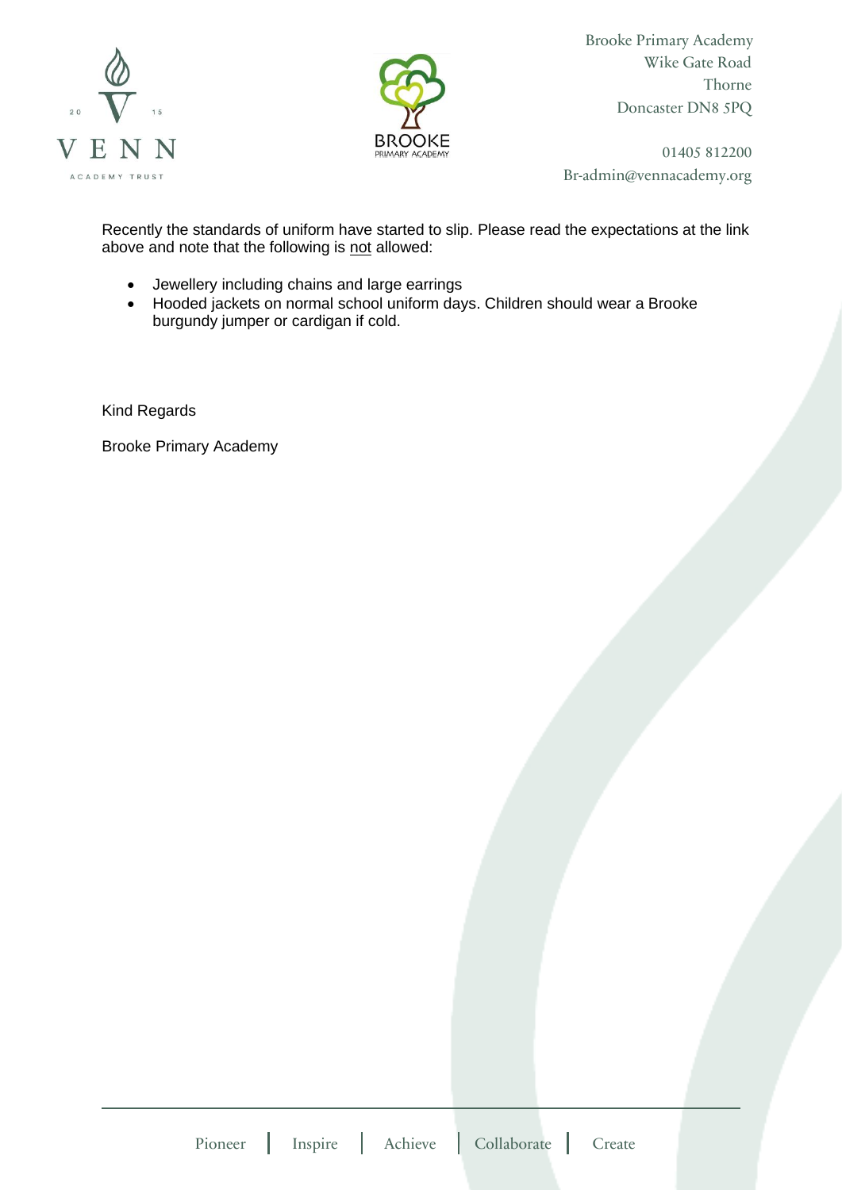Brooke Primary Academy
Wike Gate Road
Thorne
Doncaster DN8 5PQ

01405 812200
Br-admin@vennacademy.org

Recently the standards of uniform have started to slip. Please read the expectations at the link above and note that the following is not allowed:

- Jewellery including chains and large earrings
- Hooded jackets on normal school uniform days. Children should wear a Brooke burgundy jumper or cardigan if cold.

Kind Regards

Brooke Primary Academy